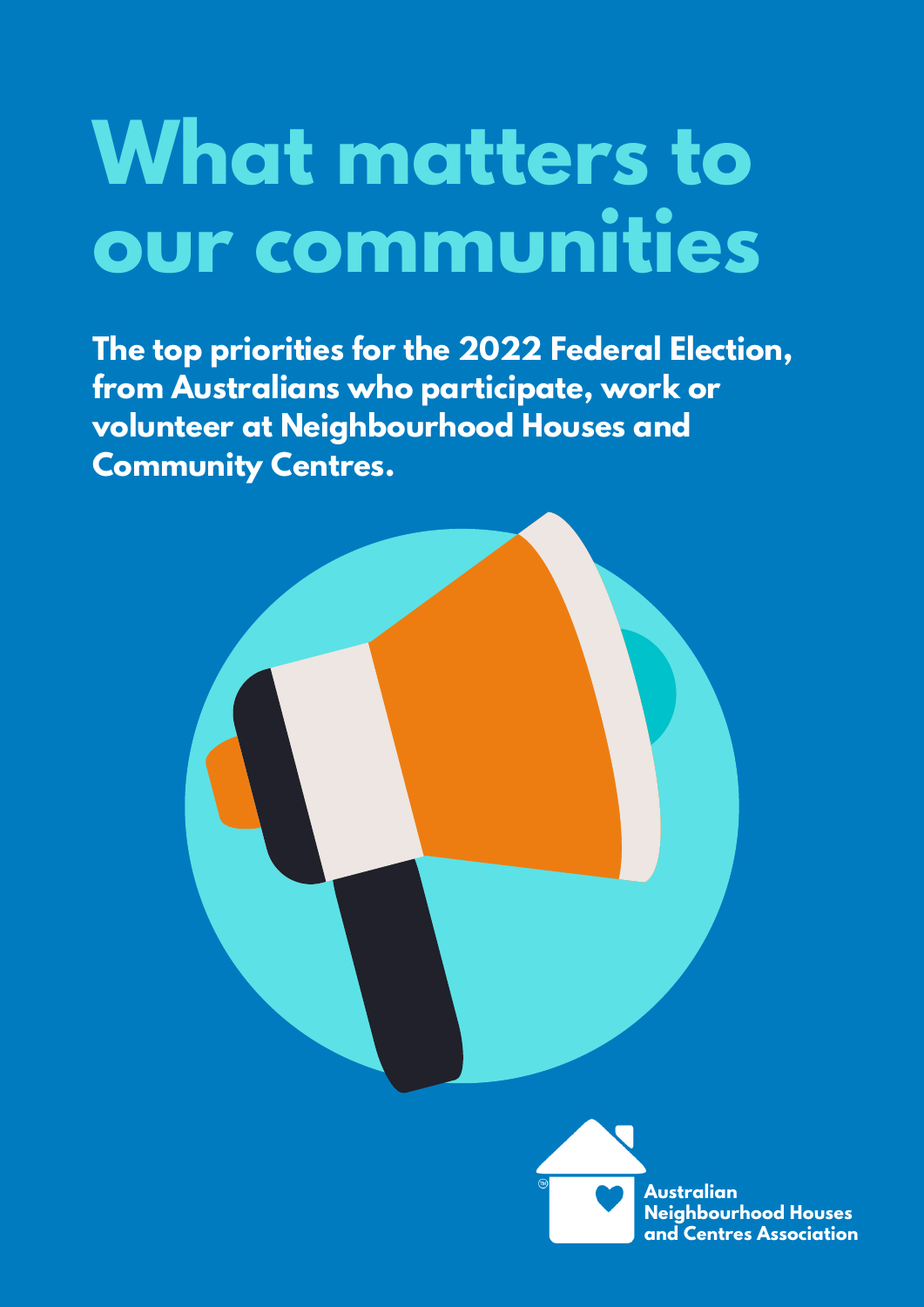# What matters to our communities

**The top priorities for the 2022 Federal Election, from Australians who participate, work or volunteer at Neighbourhood Houses and Community Centres.**

Australian Neighbourhood Houses and Centres Association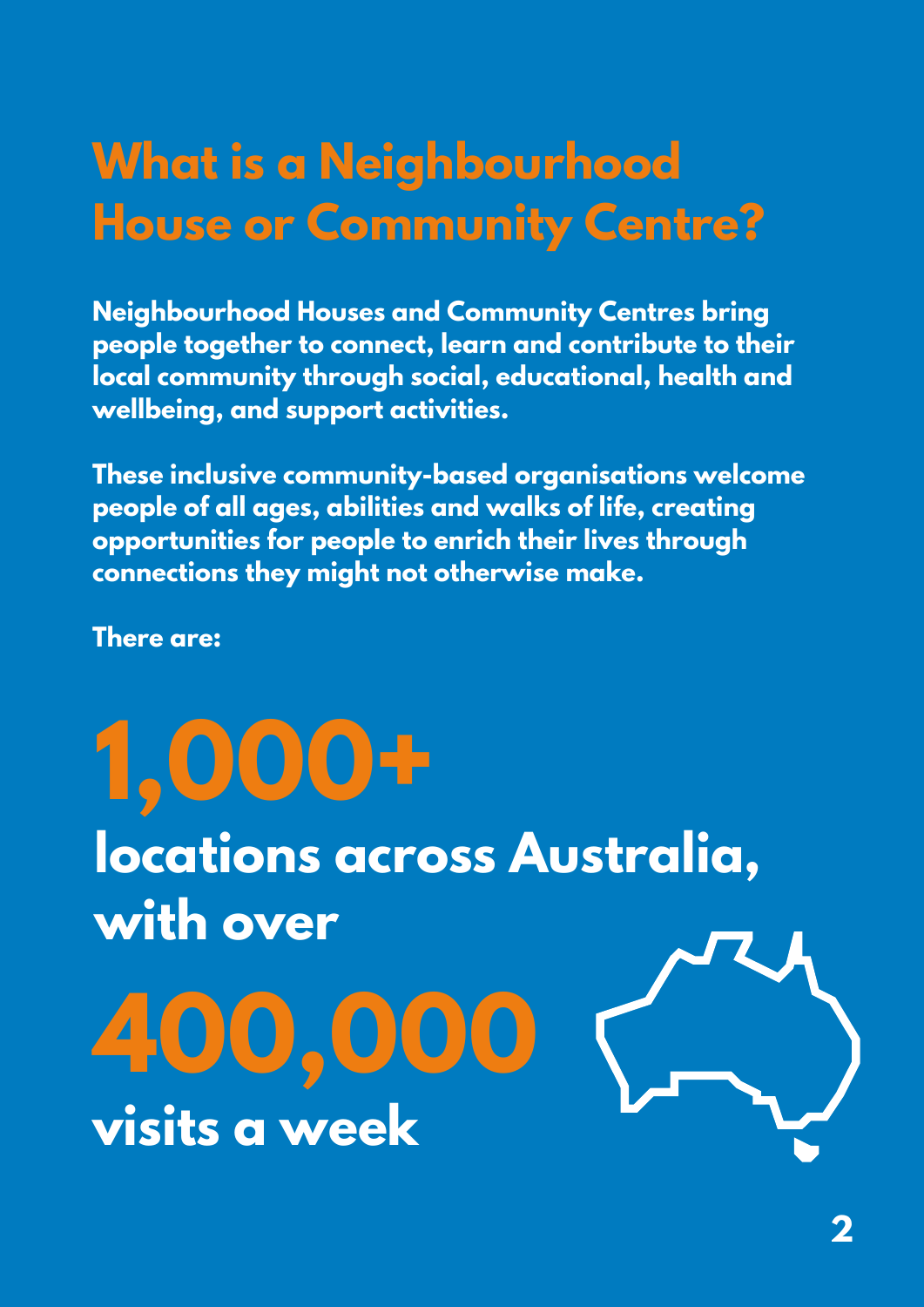# What is a Neighbourhood House or Community Centre?

**Neighbourhood Houses and Community Centres bring people together to connect, learn and contribute to their local community through social, educational, health and wellbeing, and support activities.**

**These inclusive community-based organisations welcome people of all ages, abilities and walks of life, creating opportunities for people to enrich their lives through connections they might not otherwise make.**

**There are:**

**1,000+**

**locations across Australia, with over**

**400,000**

**visits a week**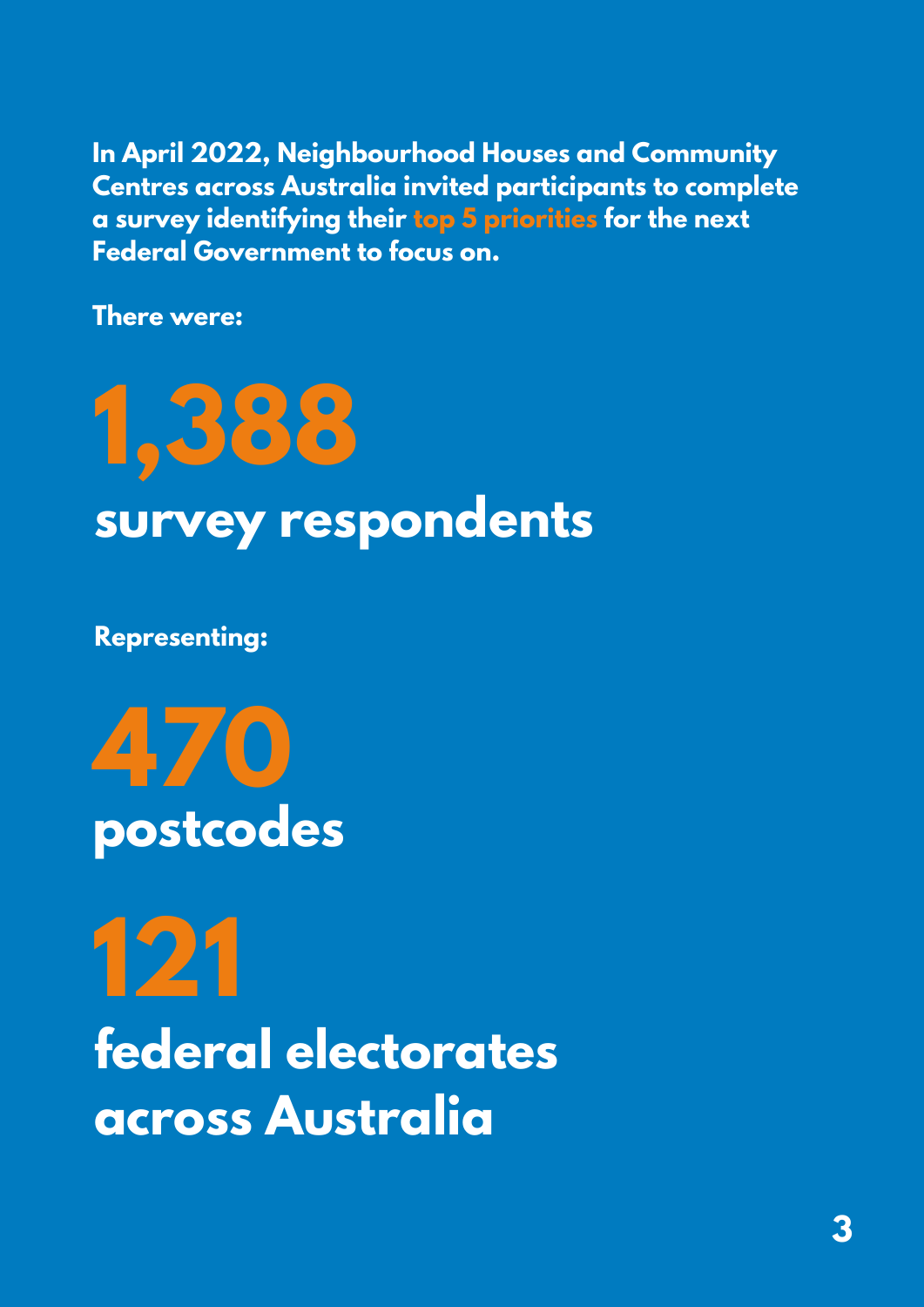**In April 2022, Neighbourhood Houses and Community Centres across Australia invited participants to complete a survey identifying their top 5 priorities for the next Federal Government to focus on.**

**There were:**

# 1,388

## survey respondents

**Representing:**

# 470

## postcodes

# 121

## federal electorates across Australia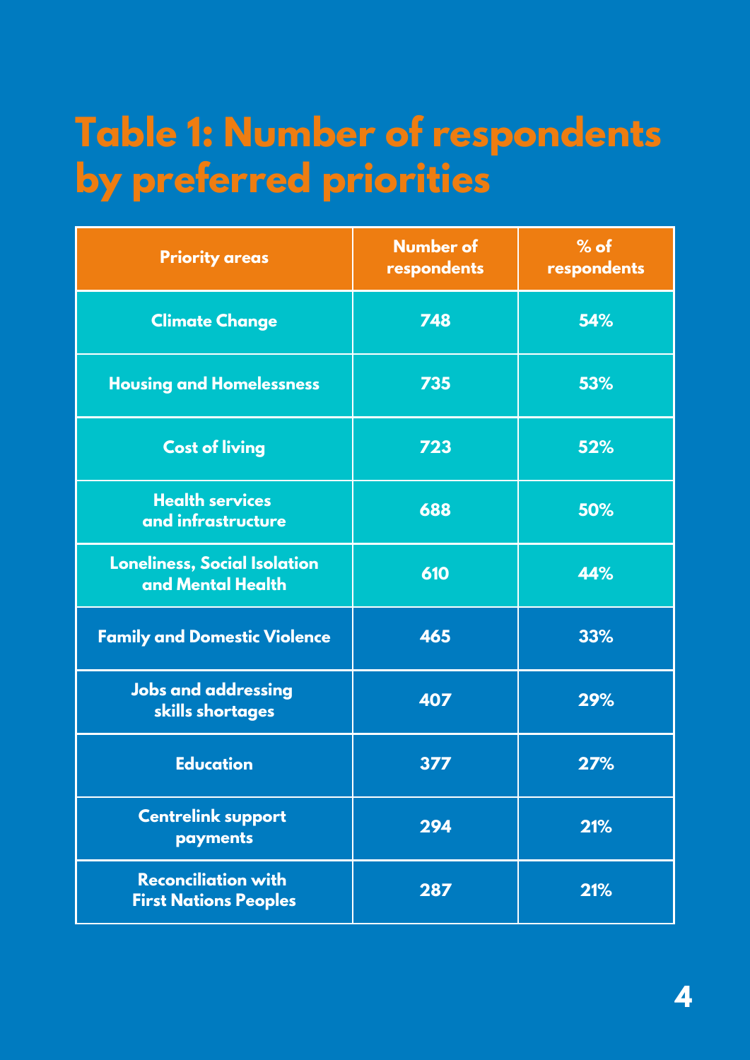# Table 1: Number of respondents by preferred priorities

| Priority areas | Number of respondents | % of respondents |
|---|---|---|
| Climate Change | 748 | 54% |
| Housing and Homelessness | 735 | 53% |
| Cost of living | 723 | 52% |
| Health services and infrastructure | 688 | 50% |
| Loneliness, Social Isolation and Mental Health | 610 | 44% |
| Family and Domestic Violence | 465 | 33% |
| Jobs and addressing skills shortages | 407 | 29% |
| Education | 377 | 27% |
| Centrelink support payments | 294 | 21% |
| Reconciliation with First Nations Peoples | 287 | 21% |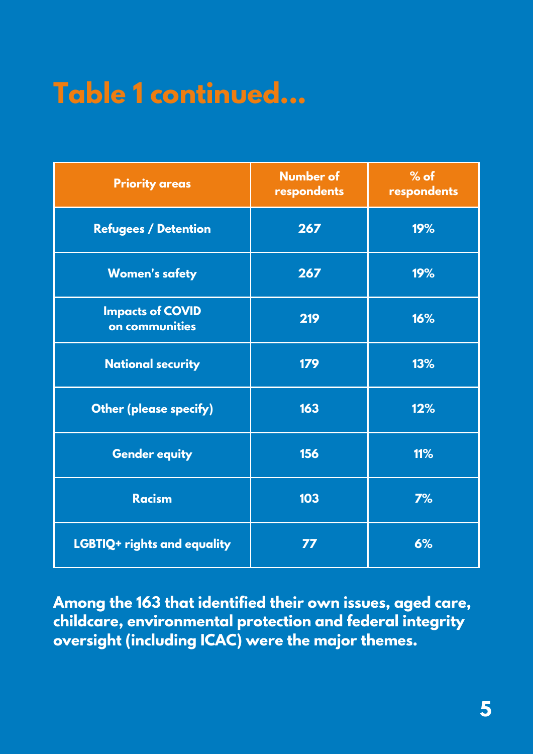# Table 1 continued...

| Priority areas | Number of respondents | % of respondents |
|---|---|---|
| Refugees / Detention | 267 | 19% |
| Women's safety | 267 | 19% |
| Impacts of COVID on communities | 219 | 16% |
| National security | 179 | 13% |
| Other (please specify) | 163 | 12% |
| Gender equity | 156 | 11% |
| Racism | 103 | 7% |
| LGBTIQ+ rights and equality | 77 | 6% |

**Among the 163 that identified their own issues, aged care, childcare, environmental protection and federal integrity oversight (including ICAC) were the major themes.**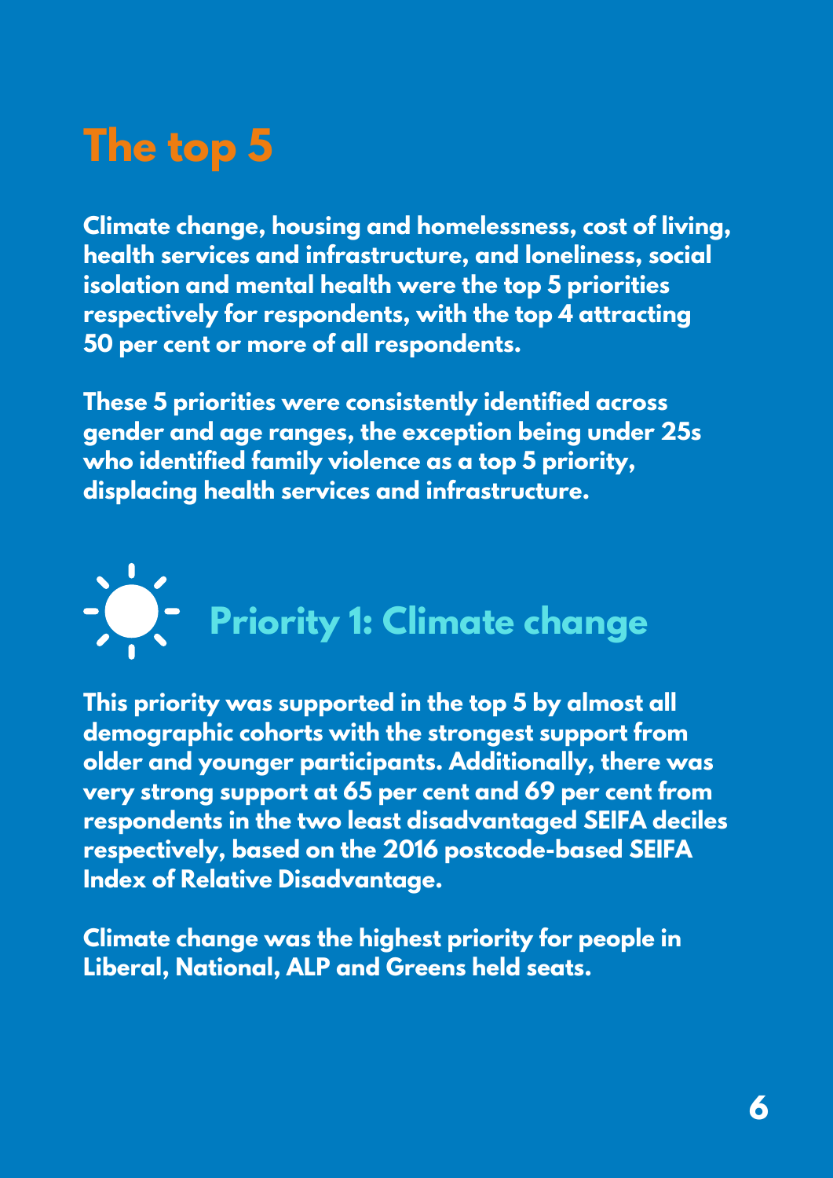# The top 5

**Climate change, housing and homelessness, cost of living, health services and infrastructure, and loneliness, social isolation and mental health were the top 5 priorities respectively for respondents, with the top 4 attracting 50 per cent or more of all respondents.**

**These 5 priorities were consistently identified across gender and age ranges, the exception being under 25s who identified family violence as a top 5 priority, displacing health services and infrastructure.**

## Priority 1: Climate change

**This priority was supported in the top 5 by almost all demographic cohorts with the strongest support from older and younger participants. Additionally, there was very strong support at 65 per cent and 69 per cent from respondents in the two least disadvantaged SEIFA deciles respectively, based on the 2016 postcode-based SEIFA Index of Relative Disadvantage.**

**Climate change was the highest priority for people in Liberal, National, ALP and Greens held seats.**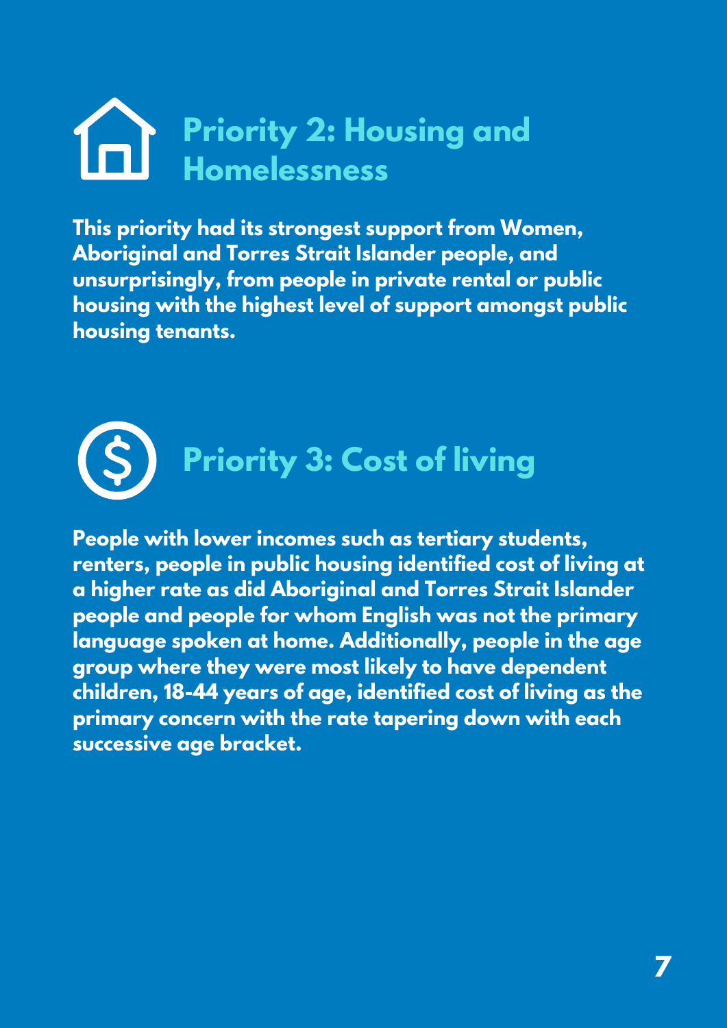## Priority 2: Housing and Homelessness

**This priority had its strongest support from Women, Aboriginal and Torres Strait Islander people, and unsurprisingly, from people in private rental or public housing with the highest level of support amongst public housing tenants.**

## Priority 3: Cost of living

**People with lower incomes such as tertiary students, renters, people in public housing identified cost of living at a higher rate as did Aboriginal and Torres Strait Islander people and people for whom English was not the primary language spoken at home. Additionally, people in the age group where they were most likely to have dependent children, 18-44 years of age, identified cost of living as the primary concern with the rate tapering down with each successive age bracket.**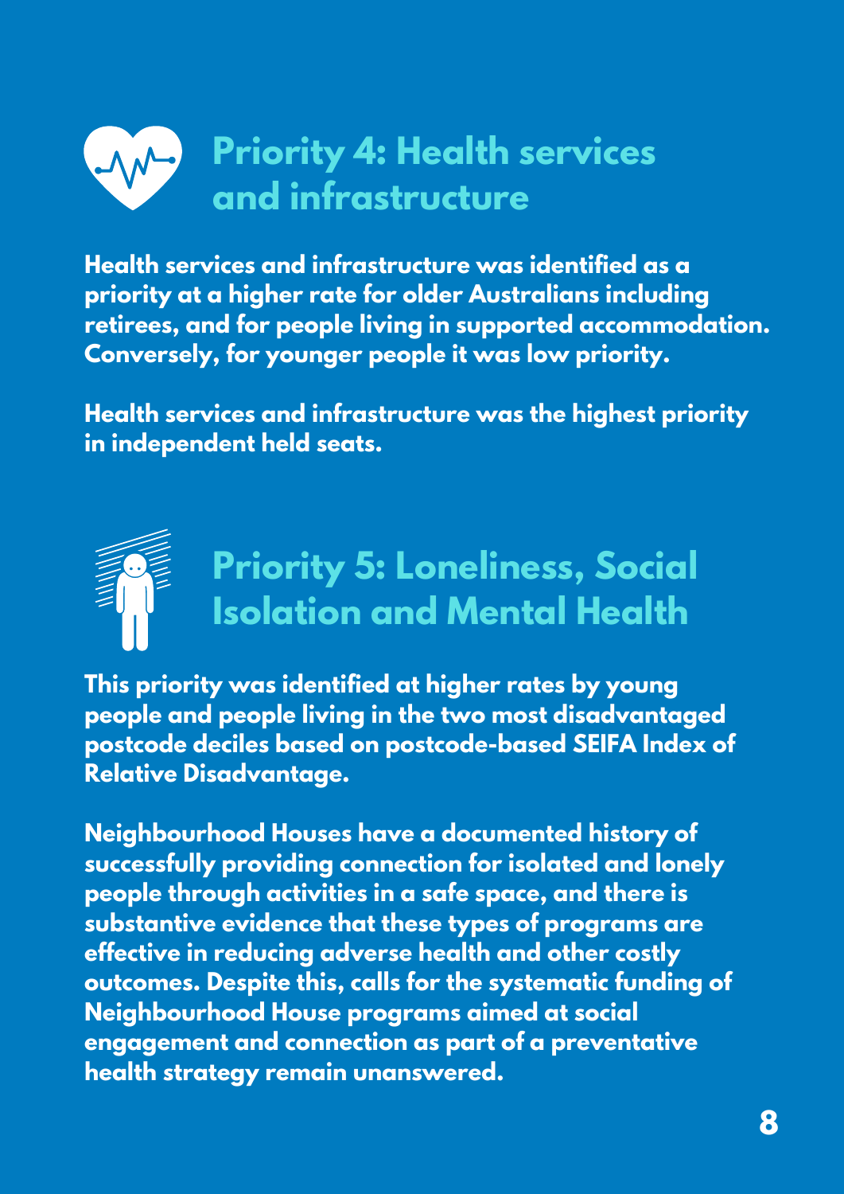## Priority 4: Health services and infrastructure

**Health services and infrastructure was identified as a priority at a higher rate for older Australians including retirees, and for people living in supported accommodation. Conversely, for younger people it was low priority.**

**Health services and infrastructure was the highest priority in independent held seats.**

## Priority 5: Loneliness, Social Isolation and Mental Health

**This priority was identified at higher rates by young people and people living in the two most disadvantaged postcode deciles based on postcode-based SEIFA Index of Relative Disadvantage.**

**Neighbourhood Houses have a documented history of successfully providing connection for isolated and lonely people through activities in a safe space, and there is substantive evidence that these types of programs are effective in reducing adverse health and other costly outcomes. Despite this, calls for the systematic funding of Neighbourhood House programs aimed at social engagement and connection as part of a preventative health strategy remain unanswered.**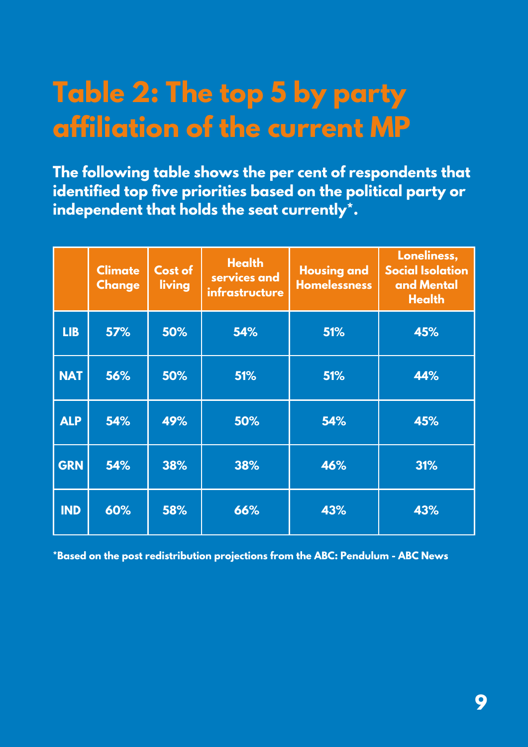# Table 2: The top 5 by party affiliation of the current MP

**The following table shows the per cent of respondents that identified top five priorities based on the political party or independent that holds the seat currently*.**

| | Climate Change | Cost of living | Health services and infrastructure | Housing and Homelessness | Loneliness, Social Isolation and Mental Health |
|---|---|---|---|---|---|
| LIB | 57% | 50% | 54% | 51% | 45% |
| NAT | 56% | 50% | 51% | 51% | 44% |
| ALP | 54% | 49% | 50% | 54% | 45% |
| GRN | 54% | 38% | 38% | 46% | 31% |
| IND | 60% | 58% | 66% | 43% | 43% |

*Based on the post redistribution projections from the ABC: Pendulum - ABC News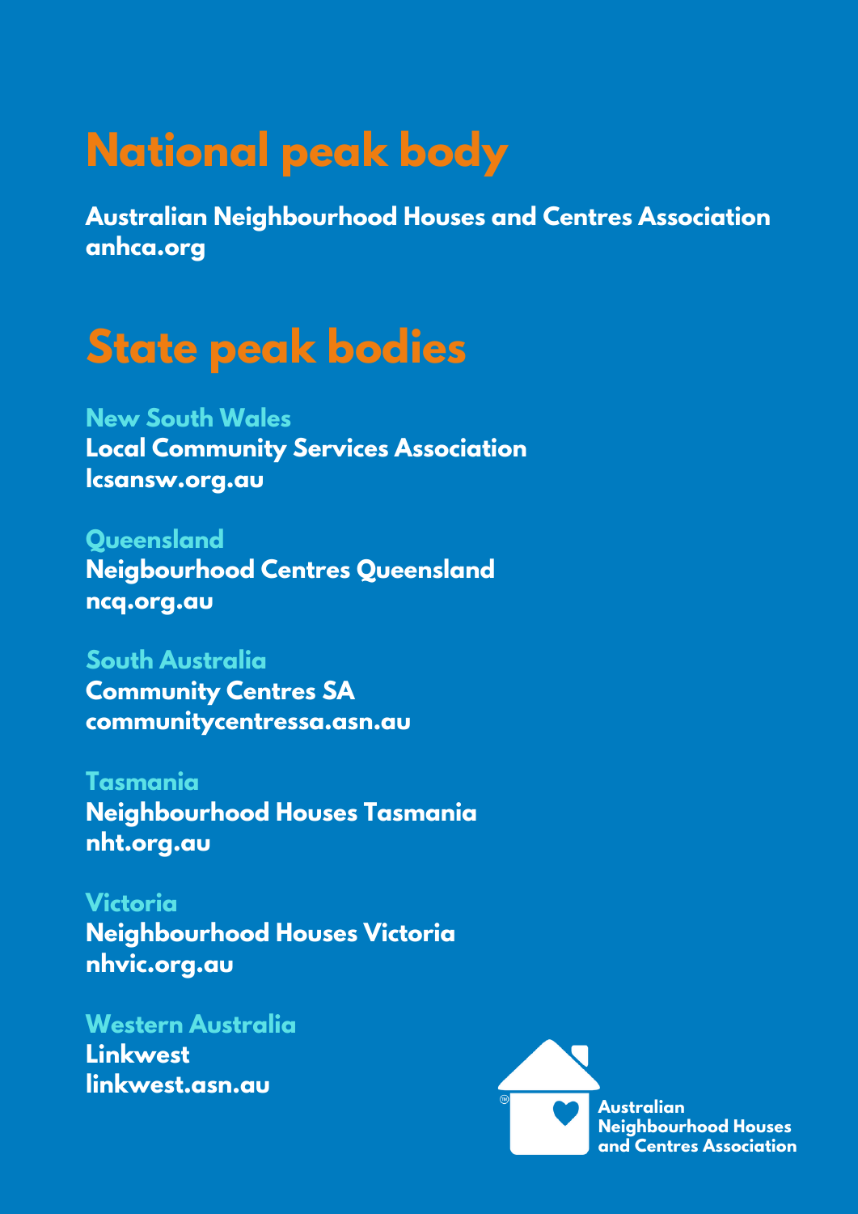# National peak body

**Australian Neighbourhood Houses and Centres Association**
**anhca.org**

# State peak bodies

**New South Wales**
**Local Community Services Association**
**lcsansw.org.au**

**Queensland**
**Neigbourhood Centres Queensland**
**ncq.org.au**

**South Australia**
**Community Centres SA**
**communitycentressa.asn.au**

**Tasmania**
**Neighbourhood Houses Tasmania**
**nht.org.au**

**Victoria**
**Neighbourhood Houses Victoria**
**nhvic.org.au**

**Western Australia**
**Linkwest**
**linkwest.asn.au**

Australian Neighbourhood Houses and Centres Association